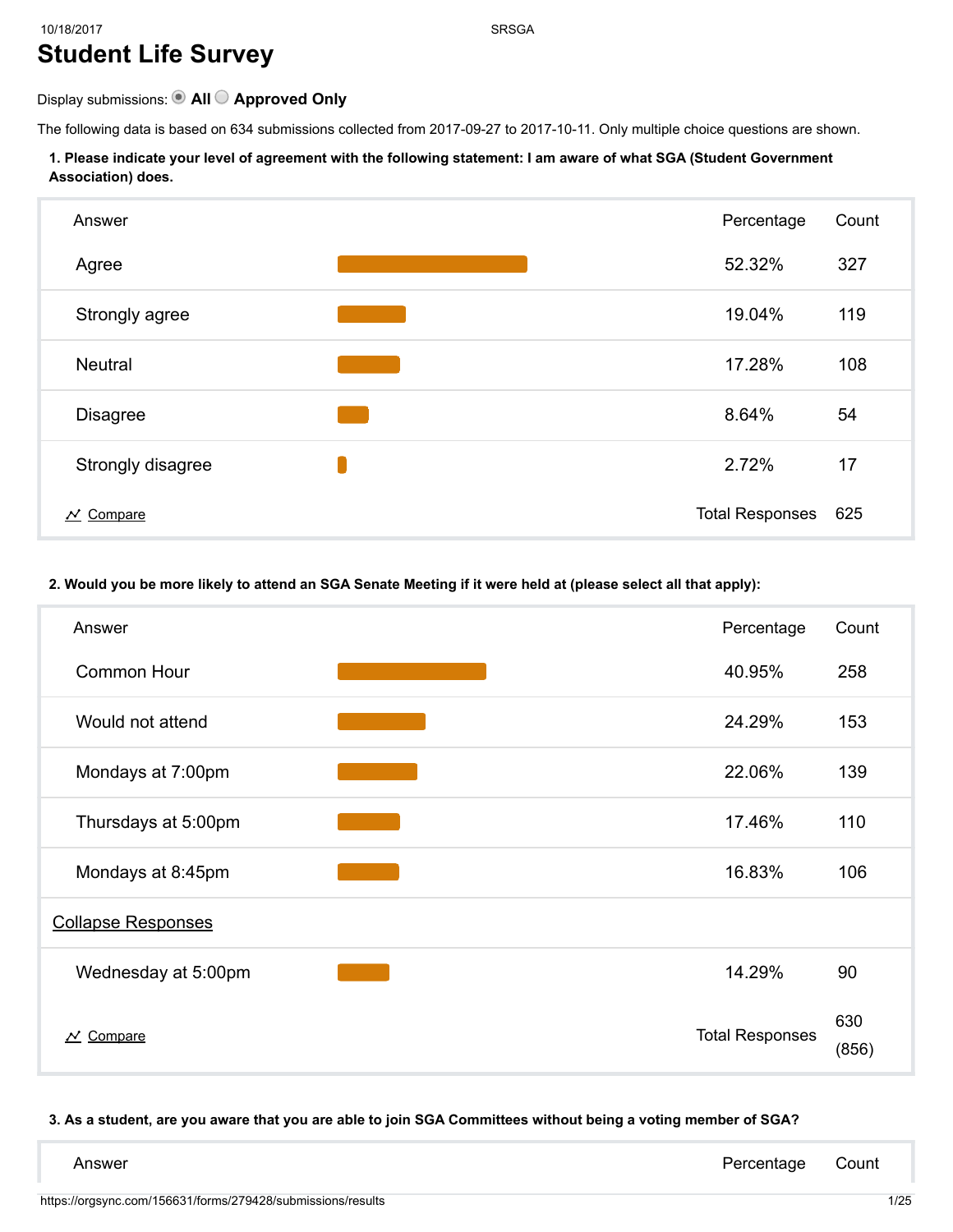# Student Life Survey

Display submissions: **All** **Approved Only**

The following data is based on 634 submissions collected from 2017-09-27 to 2017-10-11. Only multiple choice questions are shown.

**1. Please indicate your level of agreement with the following statement: I am aware of what SGA (Student Government Association) does.**

| Answer | Percentage | Count |
| --- | --- | --- |
| Agree | 52.32% | 327 |
| Strongly agree | 19.04% | 119 |
| Neutral | 17.28% | 108 |
| Disagree | 8.64% | 54 |
| Strongly disagree | 2.72% | 17 |
| Compare | Total Responses | 625 |

**2. Would you be more likely to attend an SGA Senate Meeting if it were held at (please select all that apply):**

| Answer | Percentage | Count |
| --- | --- | --- |
| Common Hour | 40.95% | 258 |
| Would not attend | 24.29% | 153 |
| Mondays at 7:00pm | 22.06% | 139 |
| Thursdays at 5:00pm | 17.46% | 110 |
| Mondays at 8:45pm | 16.83% | 106 |
| Collapse Responses | | |
| Wednesday at 5:00pm | 14.29% | 90 |
| Compare | Total Responses | 630 (856) |

**3. As a student, are you aware that you are able to join SGA Committees without being a voting member of SGA?**

| Answer | Percentage | Count |
| --- | --- | --- |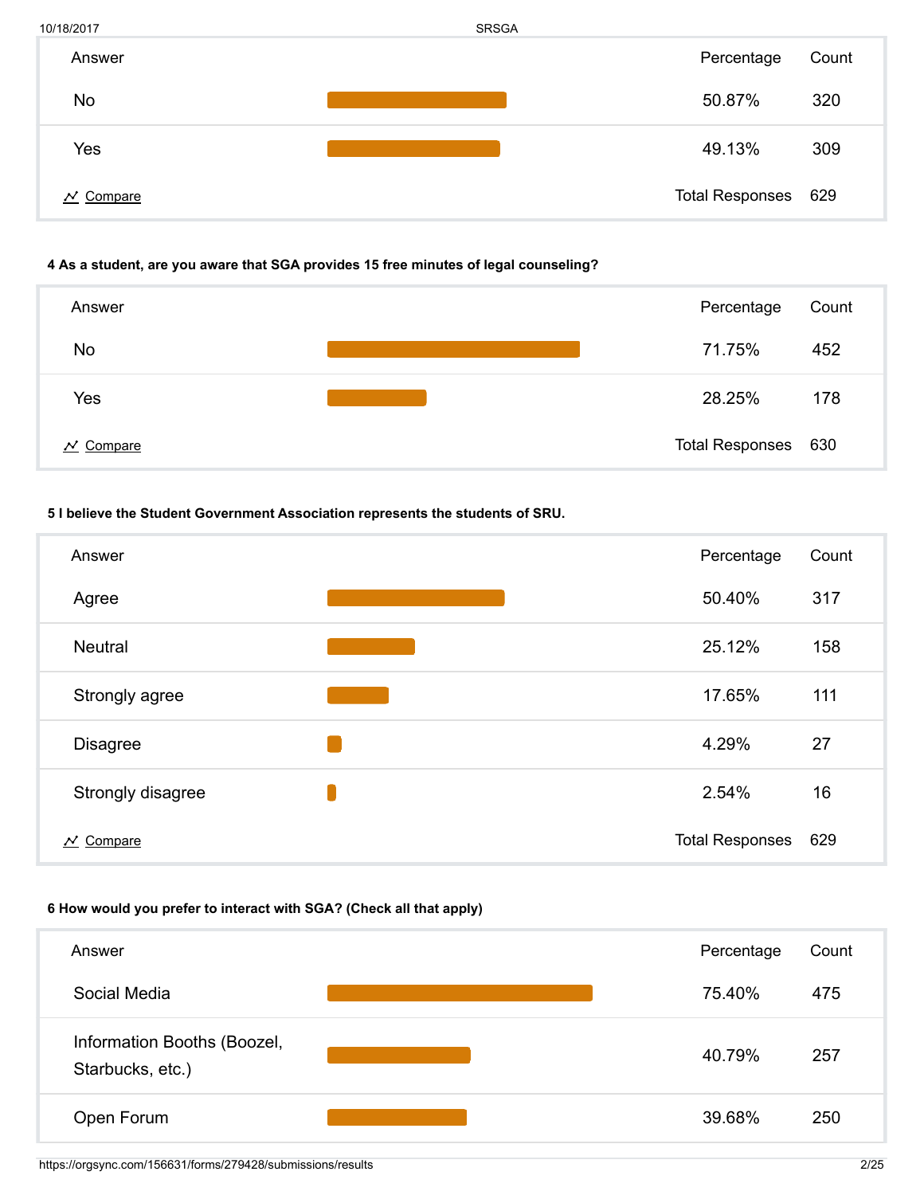| Answer | Percentage | Count |
|---|---|---|
| No | 50.87% | 320 |
| Yes | 49.13% | 309 |
| Compare | Total Responses | 629 |

**4 As a student, are you aware that SGA provides 15 free minutes of legal counseling?**

| Answer | Percentage | Count |
|---|---|---|
| No | 71.75% | 452 |
| Yes | 28.25% | 178 |
| Compare | Total Responses | 630 |

**5 I believe the Student Government Association represents the students of SRU.**

| Answer | Percentage | Count |
|---|---|---|
| Agree | 50.40% | 317 |
| Neutral | 25.12% | 158 |
| Strongly agree | 17.65% | 111 |
| Disagree | 4.29% | 27 |
| Strongly disagree | 2.54% | 16 |
| Compare | Total Responses | 629 |

**6 How would you prefer to interact with SGA? (Check all that apply)**

| Answer | Percentage | Count |
|---|---|---|
| Social Media | 75.40% | 475 |
| Information Booths (Boozel, Starbucks, etc.) | 40.79% | 257 |
| Open Forum | 39.68% | 250 |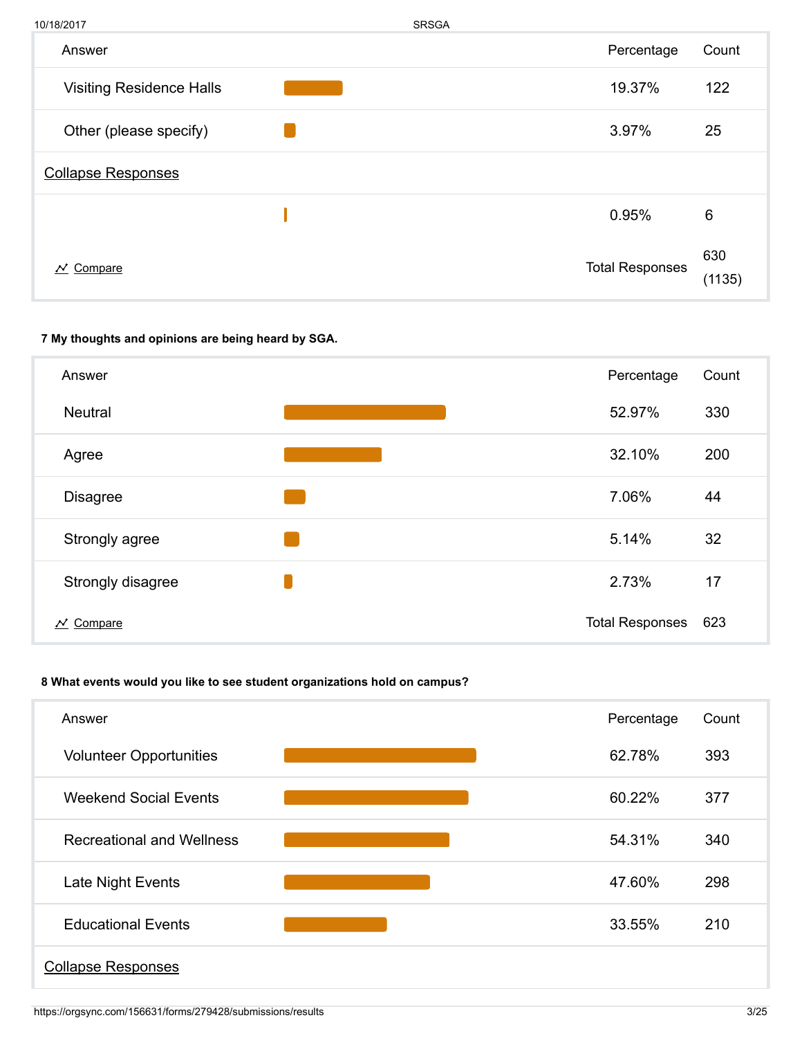| Answer | Percentage | Count |
|---|---|---|
| Visiting Residence Halls | 19.37% | 122 |
| Other (please specify) | 3.97% | 25 |
| Collapse Responses | | |
| | 0.95% | 6 |
| Compare | Total Responses | 630 (1135) |

**7 My thoughts and opinions are being heard by SGA.**

| Answer | Percentage | Count |
|---|---|---|
| Neutral | 52.97% | 330 |
| Agree | 32.10% | 200 |
| Disagree | 7.06% | 44 |
| Strongly agree | 5.14% | 32 |
| Strongly disagree | 2.73% | 17 |
| Compare | Total Responses | 623 |

**8 What events would you like to see student organizations hold on campus?**

| Answer | Percentage | Count |
|---|---|---|
| Volunteer Opportunities | 62.78% | 393 |
| Weekend Social Events | 60.22% | 377 |
| Recreational and Wellness | 54.31% | 340 |
| Late Night Events | 47.60% | 298 |
| Educational Events | 33.55% | 210 |
| Collapse Responses | | |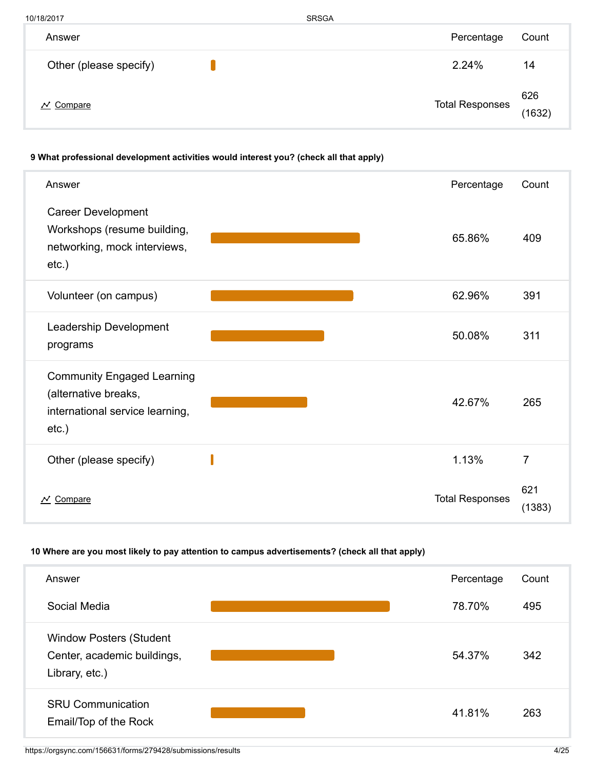| Answer | Percentage | Count |
|---|---|---|
| Other (please specify) | 2.24% | 14 |
| Compare | Total Responses | 626 (1632) |

**9 What professional development activities would interest you? (check all that apply)**

| Answer | Percentage | Count |
|---|---|---|
| Career Development Workshops (resume building, networking, mock interviews, etc.) | 65.86% | 409 |
| Volunteer (on campus) | 62.96% | 391 |
| Leadership Development programs | 50.08% | 311 |
| Community Engaged Learning (alternative breaks, international service learning, etc.) | 42.67% | 265 |
| Other (please specify) | 1.13% | 7 |
| Compare | Total Responses | 621 (1383) |

**10 Where are you most likely to pay attention to campus advertisements? (check all that apply)**

| Answer | Percentage | Count |
|---|---|---|
| Social Media | 78.70% | 495 |
| Window Posters (Student Center, academic buildings, Library, etc.) | 54.37% | 342 |
| SRU Communication Email/Top of the Rock | 41.81% | 263 |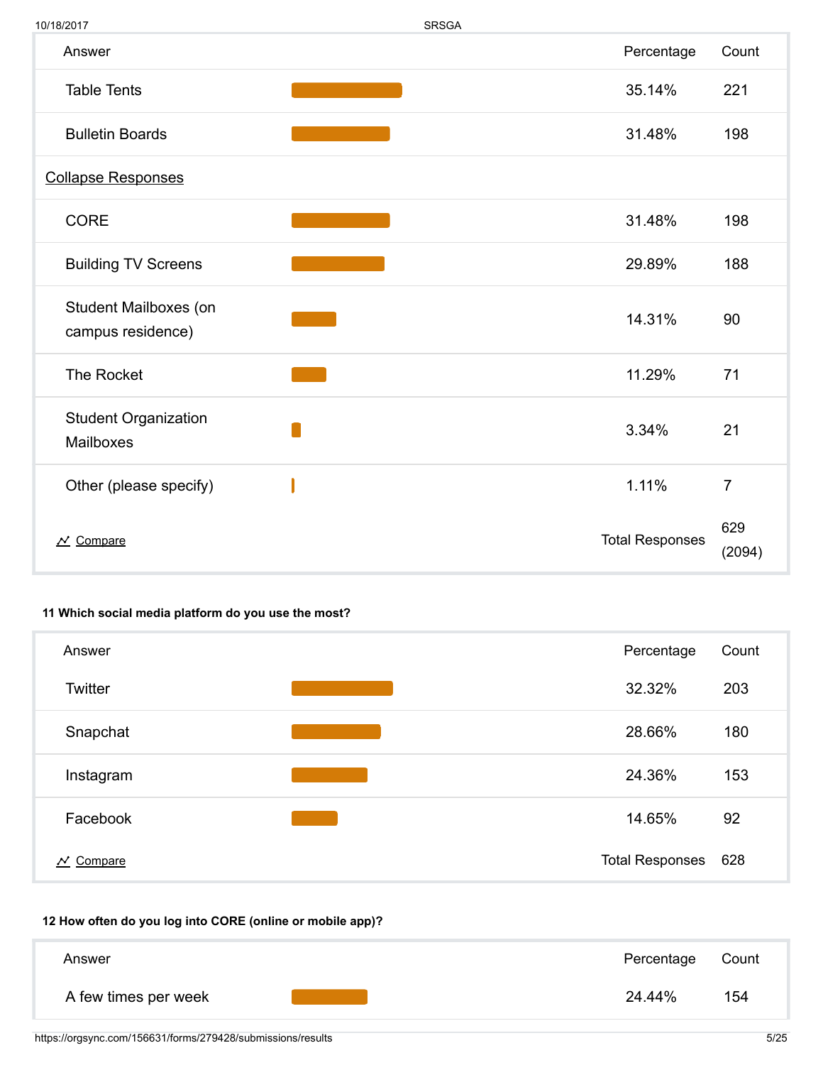| Answer | Percentage | Count |
|---|---|---|
| Table Tents | 35.14% | 221 |
| Bulletin Boards | 31.48% | 198 |
| Collapse Responses | | |
| CORE | 31.48% | 198 |
| Building TV Screens | 29.89% | 188 |
| Student Mailboxes (on campus residence) | 14.31% | 90 |
| The Rocket | 11.29% | 71 |
| Student Organization Mailboxes | 3.34% | 21 |
| Other (please specify) | 1.11% | 7 |
| Compare | Total Responses | 629 (2094) |

**11 Which social media platform do you use the most?**

| Answer | Percentage | Count |
|---|---|---|
| Twitter | 32.32% | 203 |
| Snapchat | 28.66% | 180 |
| Instagram | 24.36% | 153 |
| Facebook | 14.65% | 92 |
| Compare | Total Responses | 628 |

**12 How often do you log into CORE (online or mobile app)?**

| Answer | Percentage | Count |
|---|---|---|
| A few times per week | 24.44% | 154 |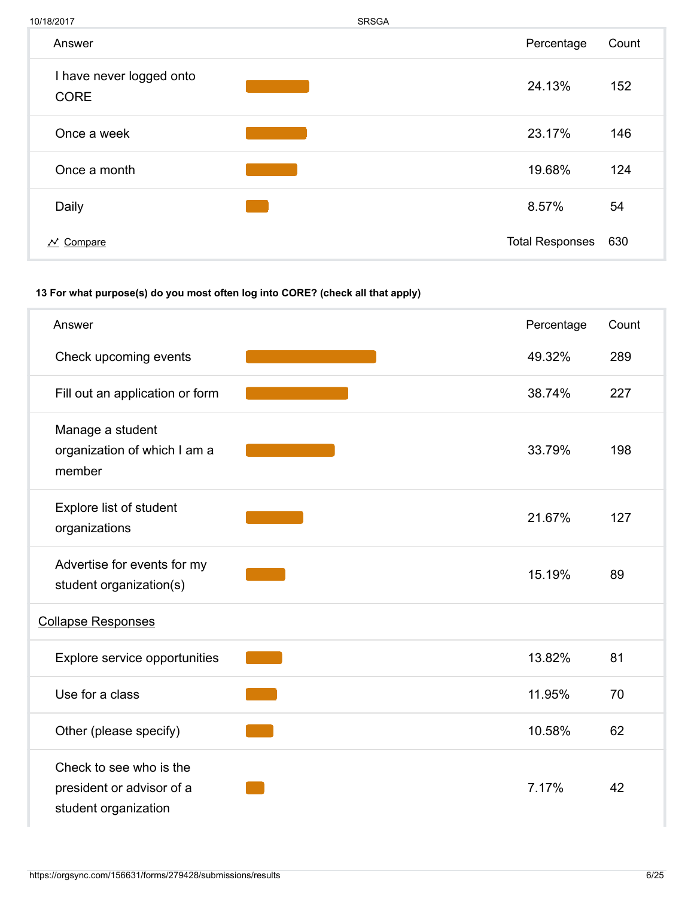| Answer | Percentage | Count |
| --- | --- | --- |
| I have never logged onto CORE | 24.13% | 152 |
| Once a week | 23.17% | 146 |
| Once a month | 19.68% | 124 |
| Daily | 8.57% | 54 |
| Compare | Total Responses | 630 |

**13 For what purpose(s) do you most often log into CORE? (check all that apply)**

| Answer | Percentage | Count |
| --- | --- | --- |
| Check upcoming events | 49.32% | 289 |
| Fill out an application or form | 38.74% | 227 |
| Manage a student organization of which I am a member | 33.79% | 198 |
| Explore list of student organizations | 21.67% | 127 |
| Advertise for events for my student organization(s) | 15.19% | 89 |
| Collapse Responses | | |
| Explore service opportunities | 13.82% | 81 |
| Use for a class | 11.95% | 70 |
| Other (please specify) | 10.58% | 62 |
| Check to see who is the president or advisor of a student organization | 7.17% | 42 |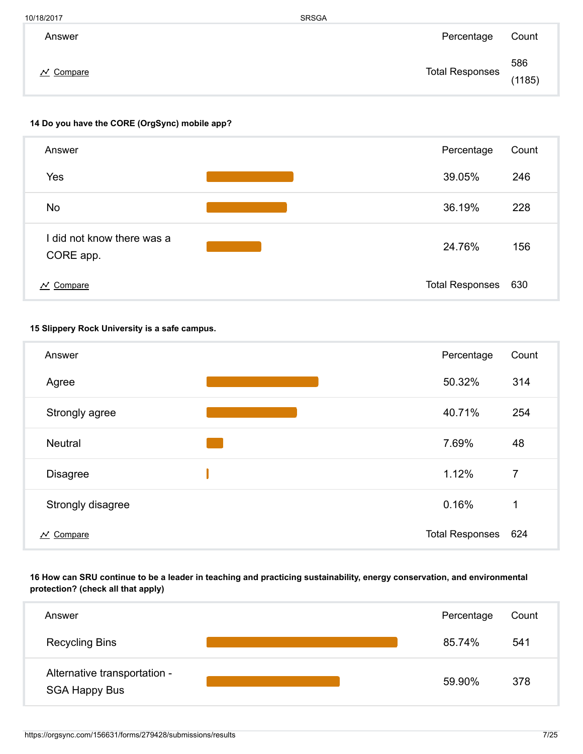| Answer | Percentage | Count |
|---|---|---|
| Compare | Total Responses | 586 (1185) |

**14 Do you have the CORE (OrgSync) mobile app?**

| Answer | Percentage | Count |
|---|---|---|
| Yes | 39.05% | 246 |
| No | 36.19% | 228 |
| I did not know there was a CORE app. | 24.76% | 156 |
| Compare | Total Responses | 630 |

**15 Slippery Rock University is a safe campus.**

| Answer | Percentage | Count |
|---|---|---|
| Agree | 50.32% | 314 |
| Strongly agree | 40.71% | 254 |
| Neutral | 7.69% | 48 |
| Disagree | 1.12% | 7 |
| Strongly disagree | 0.16% | 1 |
| Compare | Total Responses | 624 |

**16 How can SRU continue to be a leader in teaching and practicing sustainability, energy conservation, and environmental protection? (check all that apply)**

| Answer | Percentage | Count |
|---|---|---|
| Recycling Bins | 85.74% | 541 |
| Alternative transportation - SGA Happy Bus | 59.90% | 378 |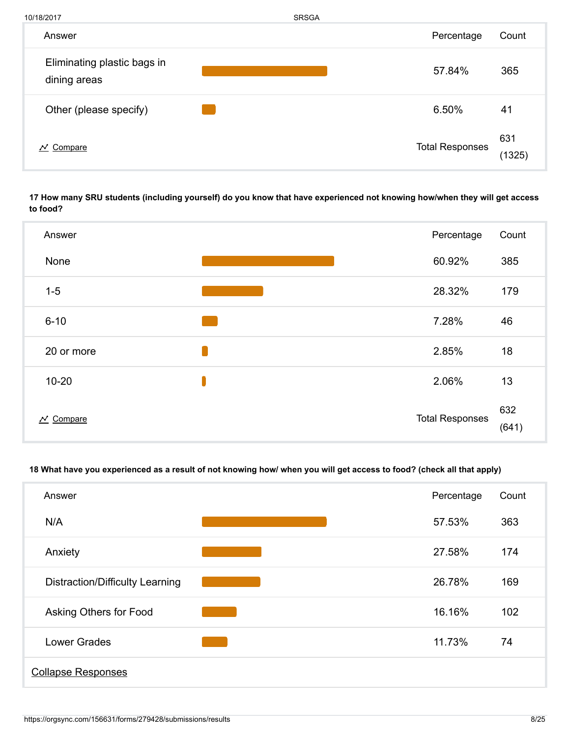| Answer | Percentage | Count |
|---|---|---|
| Eliminating plastic bags in dining areas | 57.84% | 365 |
| Other (please specify) | 6.50% | 41 |
| Compare | Total Responses | 631 (1325) |

**17 How many SRU students (including yourself) do you know that have experienced not knowing how/when they will get access to food?**

| Answer | Percentage | Count |
|---|---|---|
| None | 60.92% | 385 |
| 1-5 | 28.32% | 179 |
| 6-10 | 7.28% | 46 |
| 20 or more | 2.85% | 18 |
| 10-20 | 2.06% | 13 |
| Compare | Total Responses | 632 (641) |

**18 What have you experienced as a result of not knowing how/ when you will get access to food? (check all that apply)**

| Answer | Percentage | Count |
|---|---|---|
| N/A | 57.53% | 363 |
| Anxiety | 27.58% | 174 |
| Distraction/Difficulty Learning | 26.78% | 169 |
| Asking Others for Food | 16.16% | 102 |
| Lower Grades | 11.73% | 74 |

Collapse Responses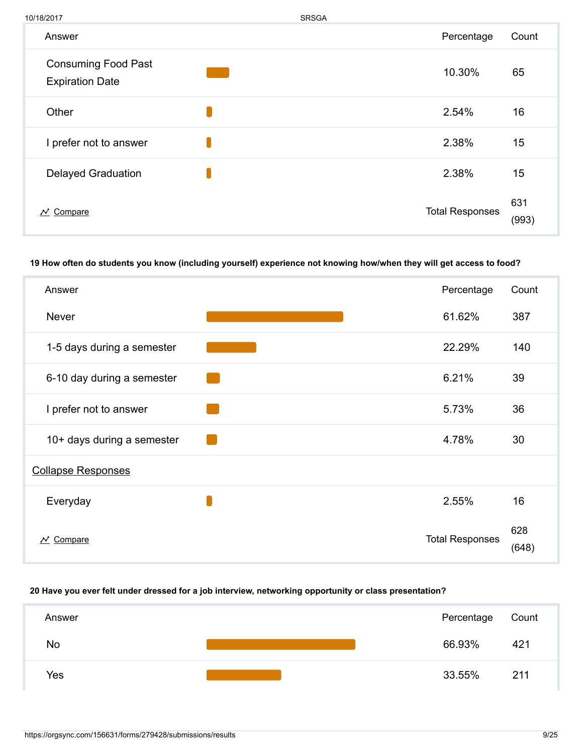| Answer | Percentage | Count |
| --- | --- | --- |
| Consuming Food Past Expiration Date | 10.30% | 65 |
| Other | 2.54% | 16 |
| I prefer not to answer | 2.38% | 15 |
| Delayed Graduation | 2.38% | 15 |
| Compare | Total Responses | 631 (993) |

**19 How often do students you know (including yourself) experience not knowing how/when they will get access to food?**

| Answer | Percentage | Count |
| --- | --- | --- |
| Never | 61.62% | 387 |
| 1-5 days during a semester | 22.29% | 140 |
| 6-10 day during a semester | 6.21% | 39 |
| I prefer not to answer | 5.73% | 36 |
| 10+ days during a semester | 4.78% | 30 |
| Collapse Responses | | |
| Everyday | 2.55% | 16 |
| Compare | Total Responses | 628 (648) |

**20 Have you ever felt under dressed for a job interview, networking opportunity or class presentation?**

| Answer | Percentage | Count |
| --- | --- | --- |
| No | 66.93% | 421 |
| Yes | 33.55% | 211 |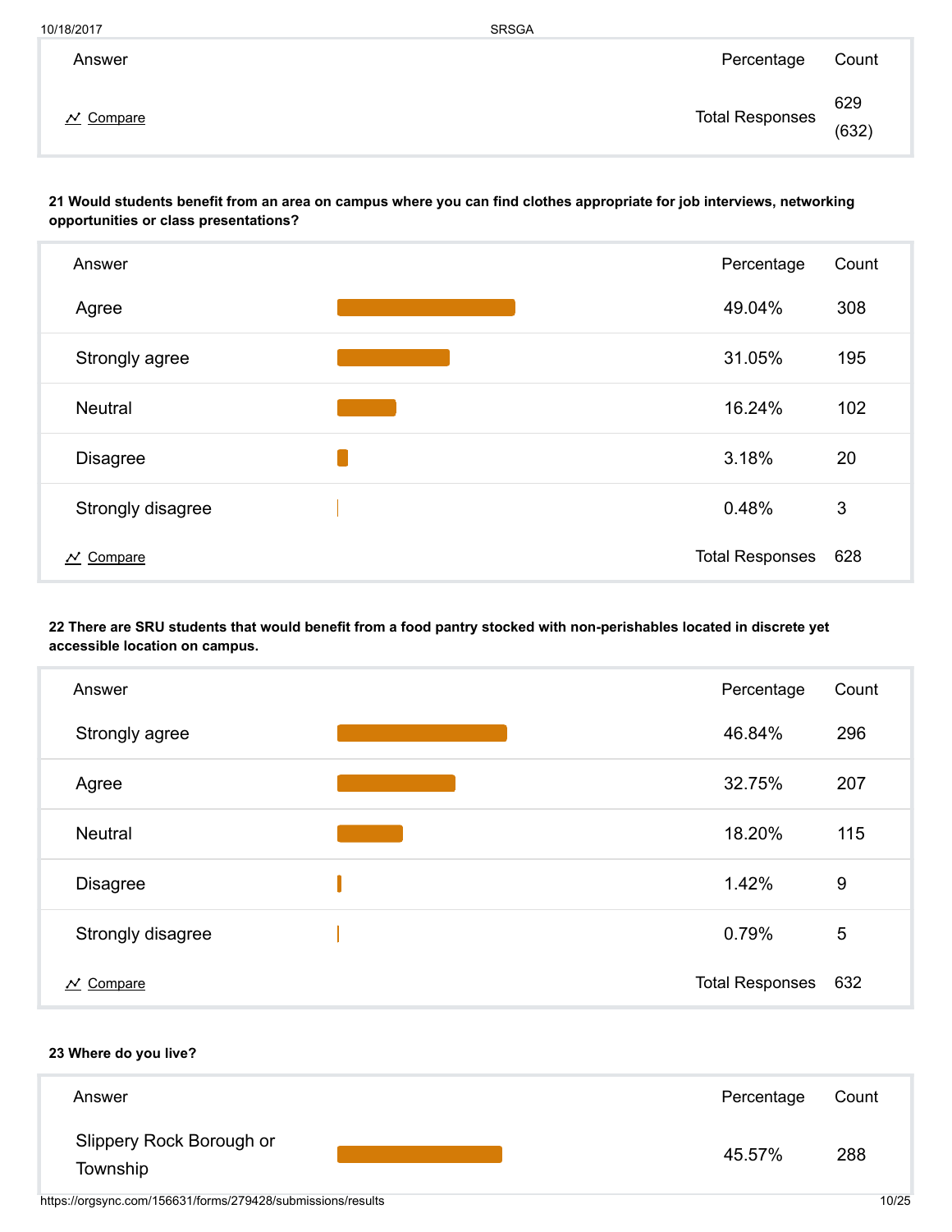| Answer | Percentage | Count |
|---|---|---|
| Compare | Total Responses | 629 (632) |

**21 Would students benefit from an area on campus where you can find clothes appropriate for job interviews, networking opportunities or class presentations?**

| Answer | Percentage | Count |
|---|---|---|
| Agree | 49.04% | 308 |
| Strongly agree | 31.05% | 195 |
| Neutral | 16.24% | 102 |
| Disagree | 3.18% | 20 |
| Strongly disagree | 0.48% | 3 |
| Compare | Total Responses | 628 |

**22 There are SRU students that would benefit from a food pantry stocked with non-perishables located in discrete yet accessible location on campus.**

| Answer | Percentage | Count |
|---|---|---|
| Strongly agree | 46.84% | 296 |
| Agree | 32.75% | 207 |
| Neutral | 18.20% | 115 |
| Disagree | 1.42% | 9 |
| Strongly disagree | 0.79% | 5 |
| Compare | Total Responses | 632 |

**23 Where do you live?**

| Answer | Percentage | Count |
|---|---|---|
| Slippery Rock Borough or Township | 45.57% | 288 |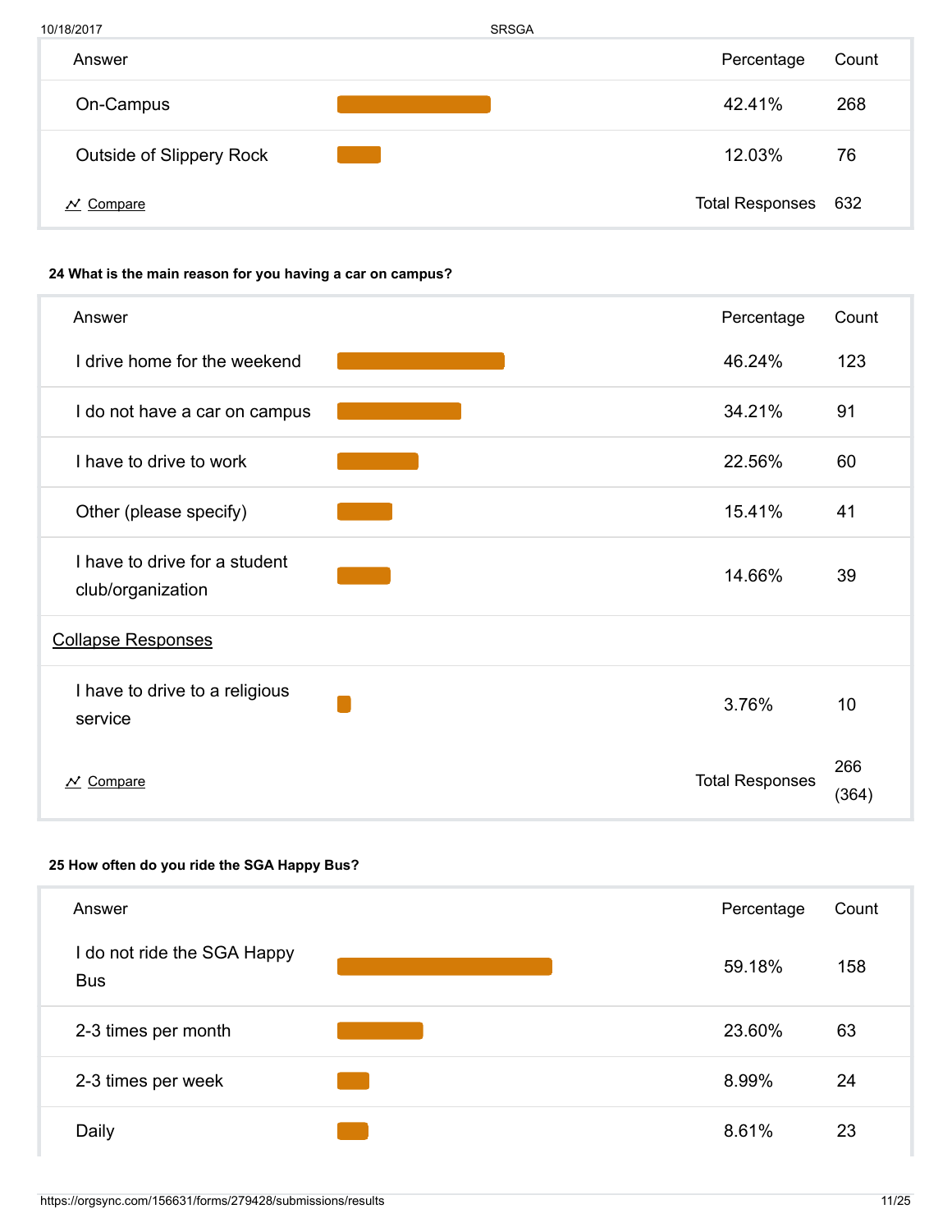| Answer | Percentage | Count |
| --- | --- | --- |
| On-Campus | 42.41% | 268 |
| Outside of Slippery Rock | 12.03% | 76 |
| Compare | Total Responses | 632 |

**24 What is the main reason for you having a car on campus?**

| Answer | Percentage | Count |
| --- | --- | --- |
| I drive home for the weekend | 46.24% | 123 |
| I do not have a car on campus | 34.21% | 91 |
| I have to drive to work | 22.56% | 60 |
| Other (please specify) | 15.41% | 41 |
| I have to drive for a student club/organization | 14.66% | 39 |
| Collapse Responses | | |
| I have to drive to a religious service | 3.76% | 10 |
| Compare | Total Responses | 266 (364) |

**25 How often do you ride the SGA Happy Bus?**

| Answer | Percentage | Count |
| --- | --- | --- |
| I do not ride the SGA Happy Bus | 59.18% | 158 |
| 2-3 times per month | 23.60% | 63 |
| 2-3 times per week | 8.99% | 24 |
| Daily | 8.61% | 23 |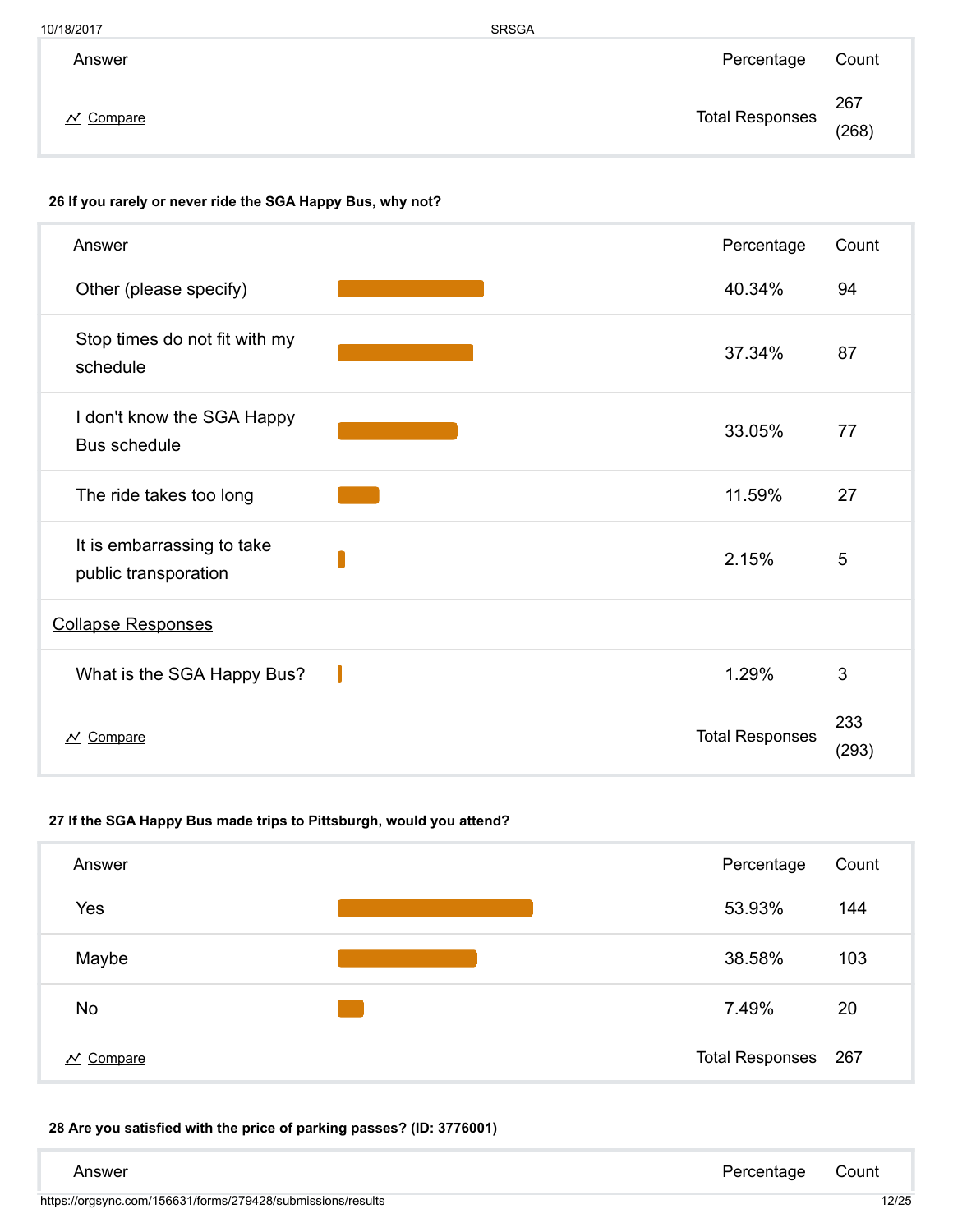| Answer | Percentage | Count |
|---|---|---|
| Compare | Total Responses | 267 (268) |

**26 If you rarely or never ride the SGA Happy Bus, why not?**

| Answer | Percentage | Count |
|---|---|---|
| Other (please specify) | 40.34% | 94 |
| Stop times do not fit with my schedule | 37.34% | 87 |
| I don't know the SGA Happy Bus schedule | 33.05% | 77 |
| The ride takes too long | 11.59% | 27 |
| It is embarrassing to take public transporation | 2.15% | 5 |
| Collapse Responses | | |
| What is the SGA Happy Bus? | 1.29% | 3 |
| Compare | Total Responses | 233 (293) |

**27 If the SGA Happy Bus made trips to Pittsburgh, would you attend?**

| Answer | Percentage | Count |
|---|---|---|
| Yes | 53.93% | 144 |
| Maybe | 38.58% | 103 |
| No | 7.49% | 20 |
| Compare | Total Responses | 267 |

**28 Are you satisfied with the price of parking passes? (ID: 3776001)**

| Answer | Percentage | Count |
|---|---|---|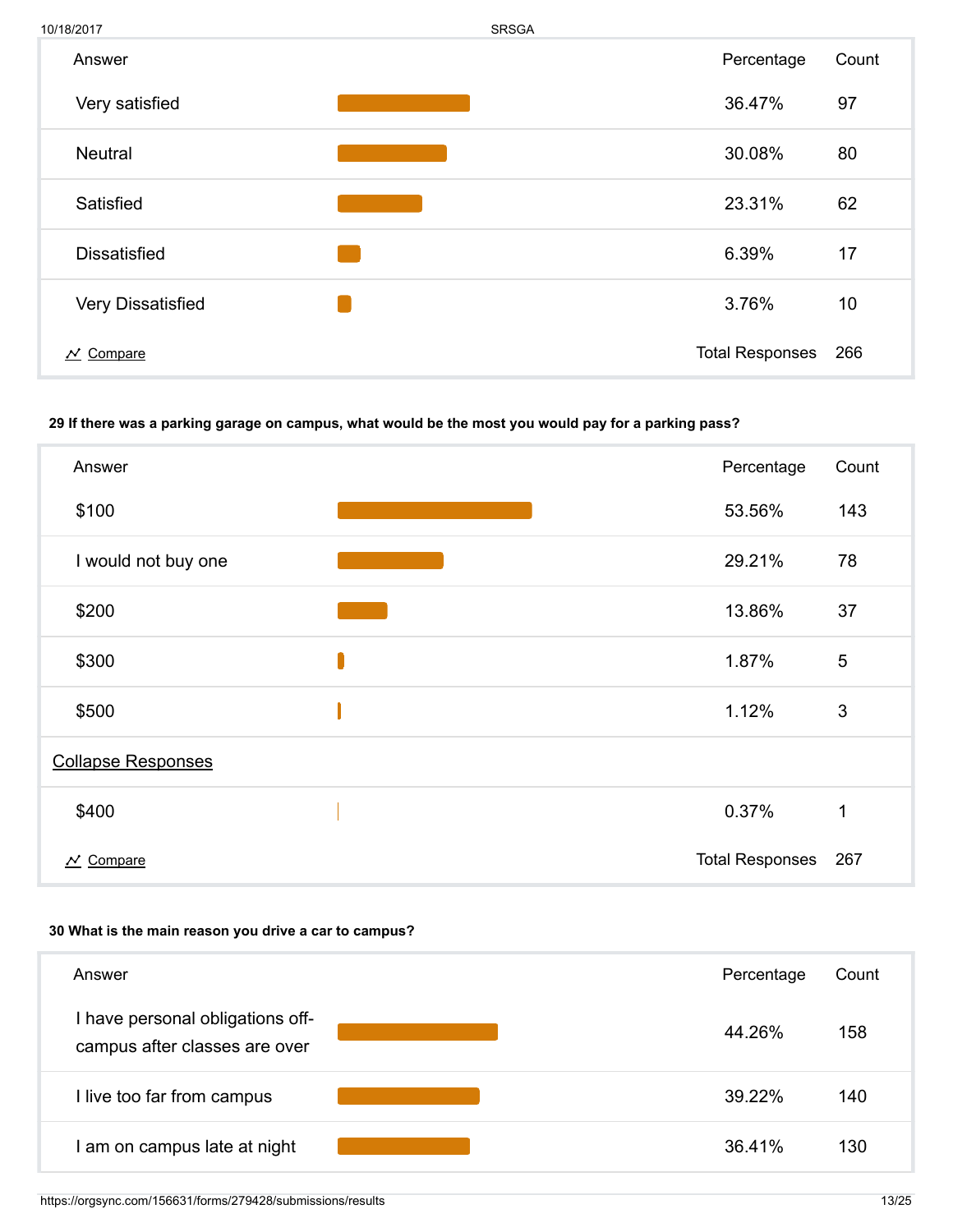| Answer | Percentage | Count |
|---|---|---|
| Very satisfied | 36.47% | 97 |
| Neutral | 30.08% | 80 |
| Satisfied | 23.31% | 62 |
| Dissatisfied | 6.39% | 17 |
| Very Dissatisfied | 3.76% | 10 |
| Compare | Total Responses | 266 |

**29 If there was a parking garage on campus, what would be the most you would pay for a parking pass?**

| Answer | Percentage | Count |
|---|---|---|
| $100 | 53.56% | 143 |
| I would not buy one | 29.21% | 78 |
| $200 | 13.86% | 37 |
| $300 | 1.87% | 5 |
| $500 | 1.12% | 3 |
| Collapse Responses | | |
| $400 | 0.37% | 1 |
| Compare | Total Responses | 267 |

**30 What is the main reason you drive a car to campus?**

| Answer | Percentage | Count |
|---|---|---|
| I have personal obligations off-campus after classes are over | 44.26% | 158 |
| I live too far from campus | 39.22% | 140 |
| I am on campus late at night | 36.41% | 130 |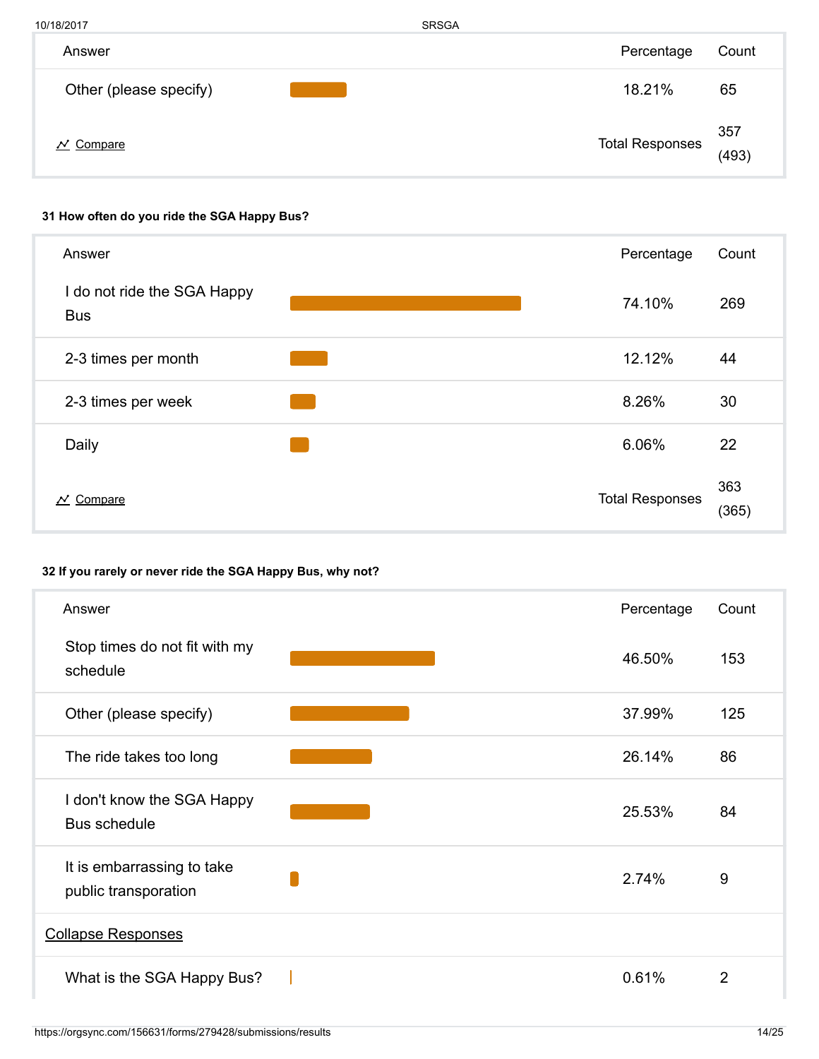| Answer | Percentage | Count |
|---|---|---|
| Other (please specify) | 18.21% | 65 |
| Compare | Total Responses | 357 (493) |

**31 How often do you ride the SGA Happy Bus?**

| Answer | Percentage | Count |
|---|---|---|
| I do not ride the SGA Happy Bus | 74.10% | 269 |
| 2-3 times per month | 12.12% | 44 |
| 2-3 times per week | 8.26% | 30 |
| Daily | 6.06% | 22 |
| Compare | Total Responses | 363 (365) |

**32 If you rarely or never ride the SGA Happy Bus, why not?**

| Answer | Percentage | Count |
|---|---|---|
| Stop times do not fit with my schedule | 46.50% | 153 |
| Other (please specify) | 37.99% | 125 |
| The ride takes too long | 26.14% | 86 |
| I don't know the SGA Happy Bus schedule | 25.53% | 84 |
| It is embarrassing to take public transporation | 2.74% | 9 |
| Collapse Responses | | |
| What is the SGA Happy Bus? | 0.61% | 2 |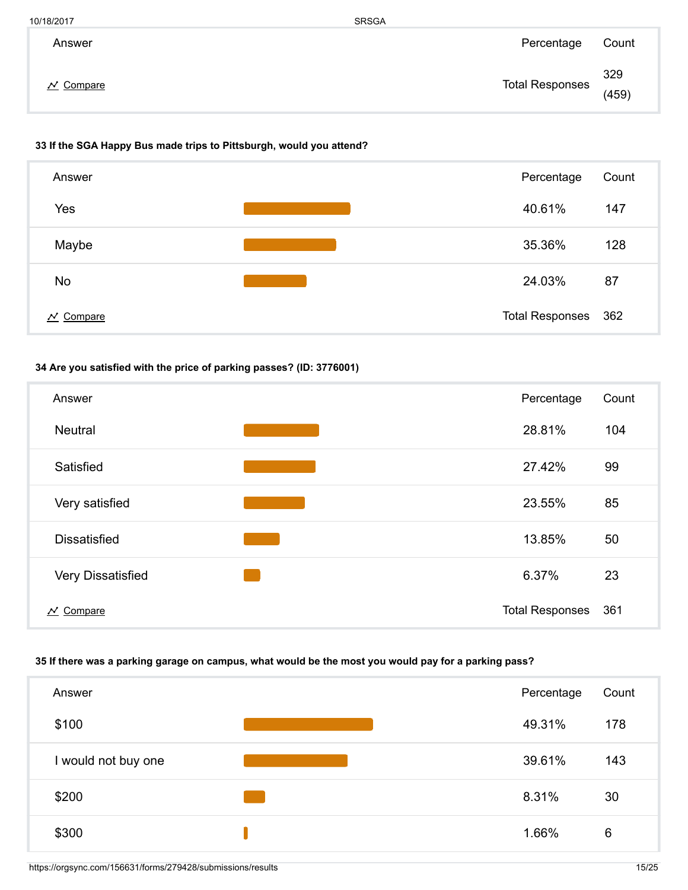| Answer | Percentage | Count |
| --- | --- | --- |
| Compare | Total Responses | 329 (459) |

**33 If the SGA Happy Bus made trips to Pittsburgh, would you attend?**

| Answer | Percentage | Count |
| --- | --- | --- |
| Yes | 40.61% | 147 |
| Maybe | 35.36% | 128 |
| No | 24.03% | 87 |
| Compare | Total Responses | 362 |

**34 Are you satisfied with the price of parking passes? (ID: 3776001)**

| Answer | Percentage | Count |
| --- | --- | --- |
| Neutral | 28.81% | 104 |
| Satisfied | 27.42% | 99 |
| Very satisfied | 23.55% | 85 |
| Dissatisfied | 13.85% | 50 |
| Very Dissatisfied | 6.37% | 23 |
| Compare | Total Responses | 361 |

**35 If there was a parking garage on campus, what would be the most you would pay for a parking pass?**

| Answer | Percentage | Count |
| --- | --- | --- |
| $100 | 49.31% | 178 |
| I would not buy one | 39.61% | 143 |
| $200 | 8.31% | 30 |
| $300 | 1.66% | 6 |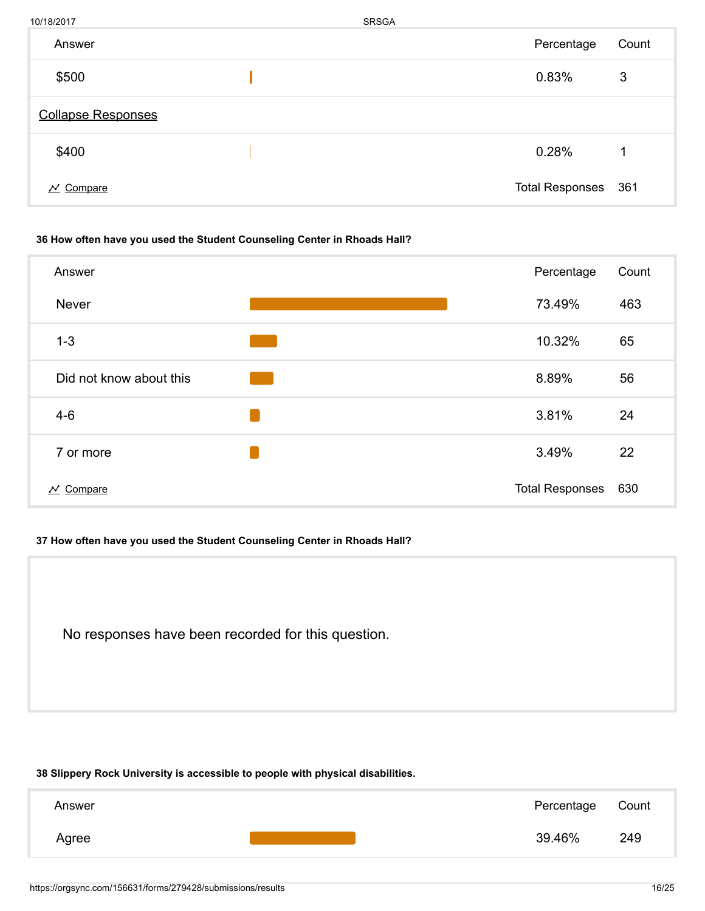| Answer | Percentage | Count |
|---|---|---|
| $500 | 0.83% | 3 |
| Collapse Responses | | |
| $400 | 0.28% | 1 |
| Compare | Total Responses | 361 |

**36 How often have you used the Student Counseling Center in Rhoads Hall?**

| Answer | Percentage | Count |
|---|---|---|
| Never | 73.49% | 463 |
| 1-3 | 10.32% | 65 |
| Did not know about this | 8.89% | 56 |
| 4-6 | 3.81% | 24 |
| 7 or more | 3.49% | 22 |
| Compare | Total Responses | 630 |

**37 How often have you used the Student Counseling Center in Rhoads Hall?**

No responses have been recorded for this question.

**38 Slippery Rock University is accessible to people with physical disabilities.**

| Answer | Percentage | Count |
|---|---|---|
| Agree | 39.46% | 249 |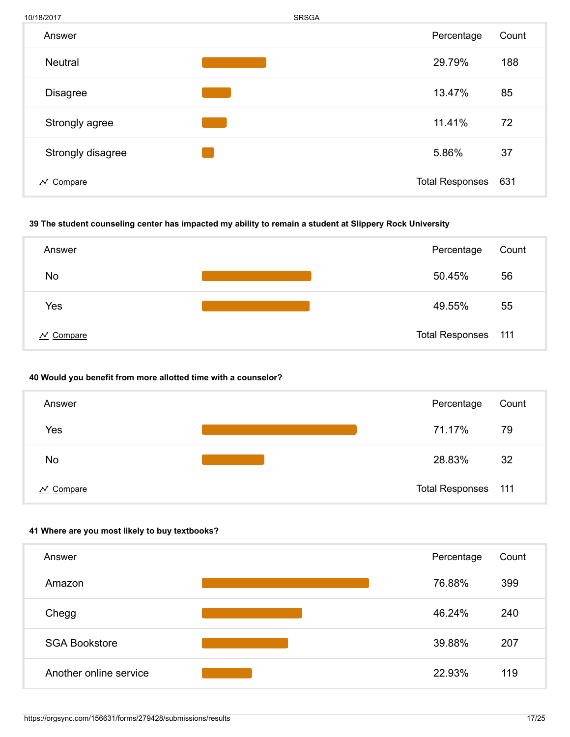| Answer | Percentage | Count |
| --- | --- | --- |
| Neutral | 29.79% | 188 |
| Disagree | 13.47% | 85 |
| Strongly agree | 11.41% | 72 |
| Strongly disagree | 5.86% | 37 |
| Compare | Total Responses | 631 |

**39 The student counseling center has impacted my ability to remain a student at Slippery Rock University**

| Answer | Percentage | Count |
| --- | --- | --- |
| No | 50.45% | 56 |
| Yes | 49.55% | 55 |
| Compare | Total Responses | 111 |

**40 Would you benefit from more allotted time with a counselor?**

| Answer | Percentage | Count |
| --- | --- | --- |
| Yes | 71.17% | 79 |
| No | 28.83% | 32 |
| Compare | Total Responses | 111 |

**41 Where are you most likely to buy textbooks?**

| Answer | Percentage | Count |
| --- | --- | --- |
| Amazon | 76.88% | 399 |
| Chegg | 46.24% | 240 |
| SGA Bookstore | 39.88% | 207 |
| Another online service | 22.93% | 119 |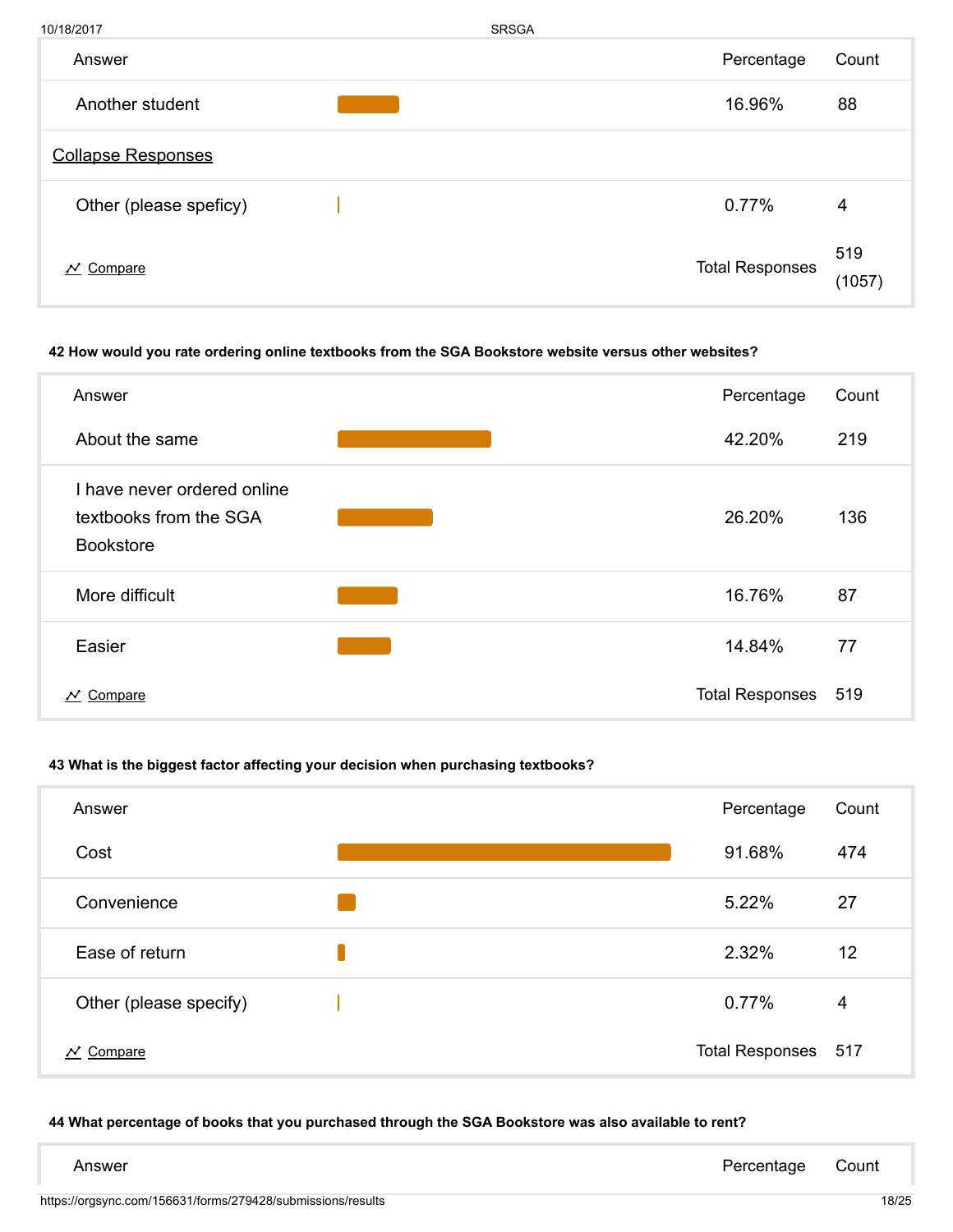| Answer | Percentage | Count |
|---|---|---|
| Another student | 16.96% | 88 |
| Collapse Responses | | |
| Other (please speficy) | 0.77% | 4 |
| Compare | Total Responses | 519 (1057) |

**42 How would you rate ordering online textbooks from the SGA Bookstore website versus other websites?**

| Answer | Percentage | Count |
|---|---|---|
| About the same | 42.20% | 219 |
| I have never ordered online textbooks from the SGA Bookstore | 26.20% | 136 |
| More difficult | 16.76% | 87 |
| Easier | 14.84% | 77 |
| Compare | Total Responses | 519 |

**43 What is the biggest factor affecting your decision when purchasing textbooks?**

| Answer | Percentage | Count |
|---|---|---|
| Cost | 91.68% | 474 |
| Convenience | 5.22% | 27 |
| Ease of return | 2.32% | 12 |
| Other (please specify) | 0.77% | 4 |
| Compare | Total Responses | 517 |

**44 What percentage of books that you purchased through the SGA Bookstore was also available to rent?**

| Answer | Percentage | Count |
|---|---|---|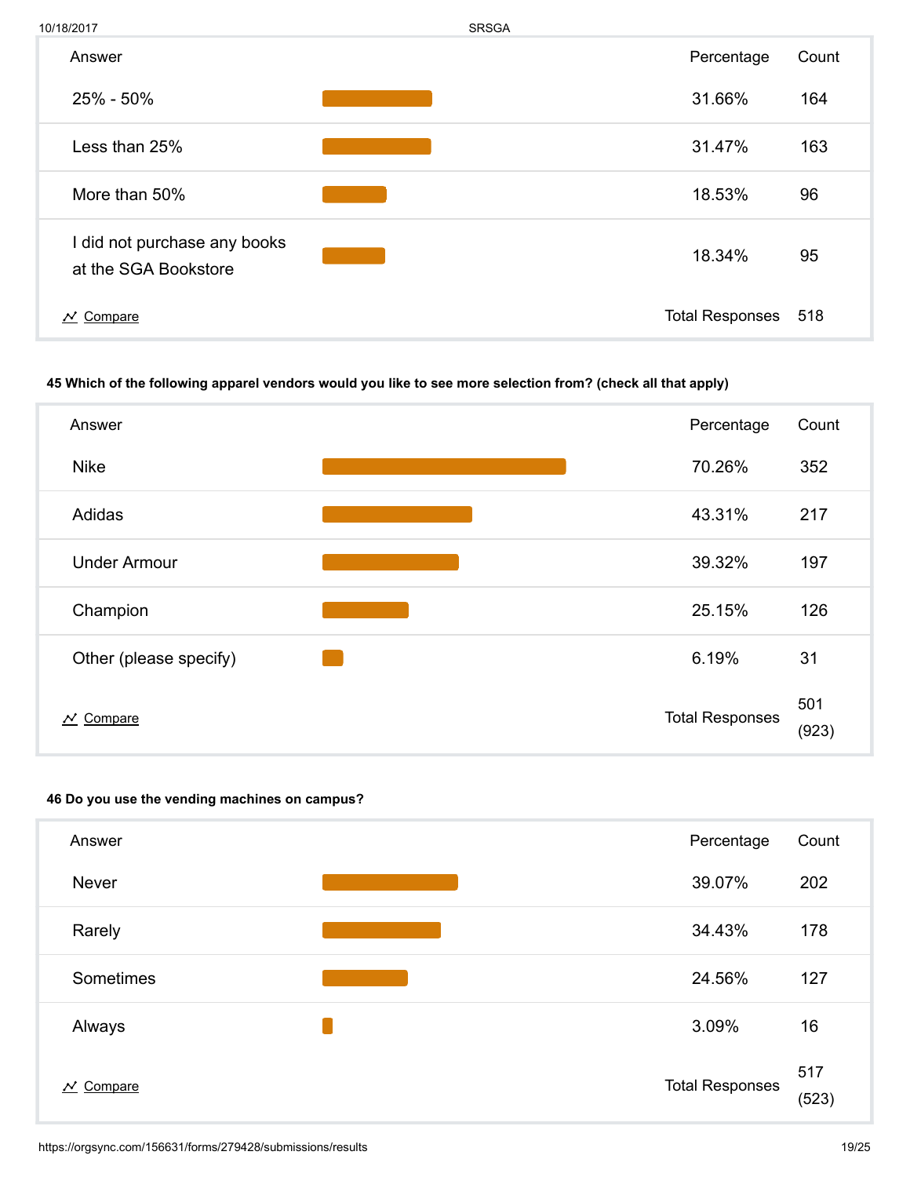| Answer | Percentage | Count |
|---|---|---|
| 25% - 50% | 31.66% | 164 |
| Less than 25% | 31.47% | 163 |
| More than 50% | 18.53% | 96 |
| I did not purchase any books at the SGA Bookstore | 18.34% | 95 |
| Compare | Total Responses | 518 |

**45 Which of the following apparel vendors would you like to see more selection from? (check all that apply)**

| Answer | Percentage | Count |
|---|---|---|
| Nike | 70.26% | 352 |
| Adidas | 43.31% | 217 |
| Under Armour | 39.32% | 197 |
| Champion | 25.15% | 126 |
| Other (please specify) | 6.19% | 31 |
| Compare | Total Responses | 501 (923) |

**46 Do you use the vending machines on campus?**

| Answer | Percentage | Count |
|---|---|---|
| Never | 39.07% | 202 |
| Rarely | 34.43% | 178 |
| Sometimes | 24.56% | 127 |
| Always | 3.09% | 16 |
| Compare | Total Responses | 517 (523) |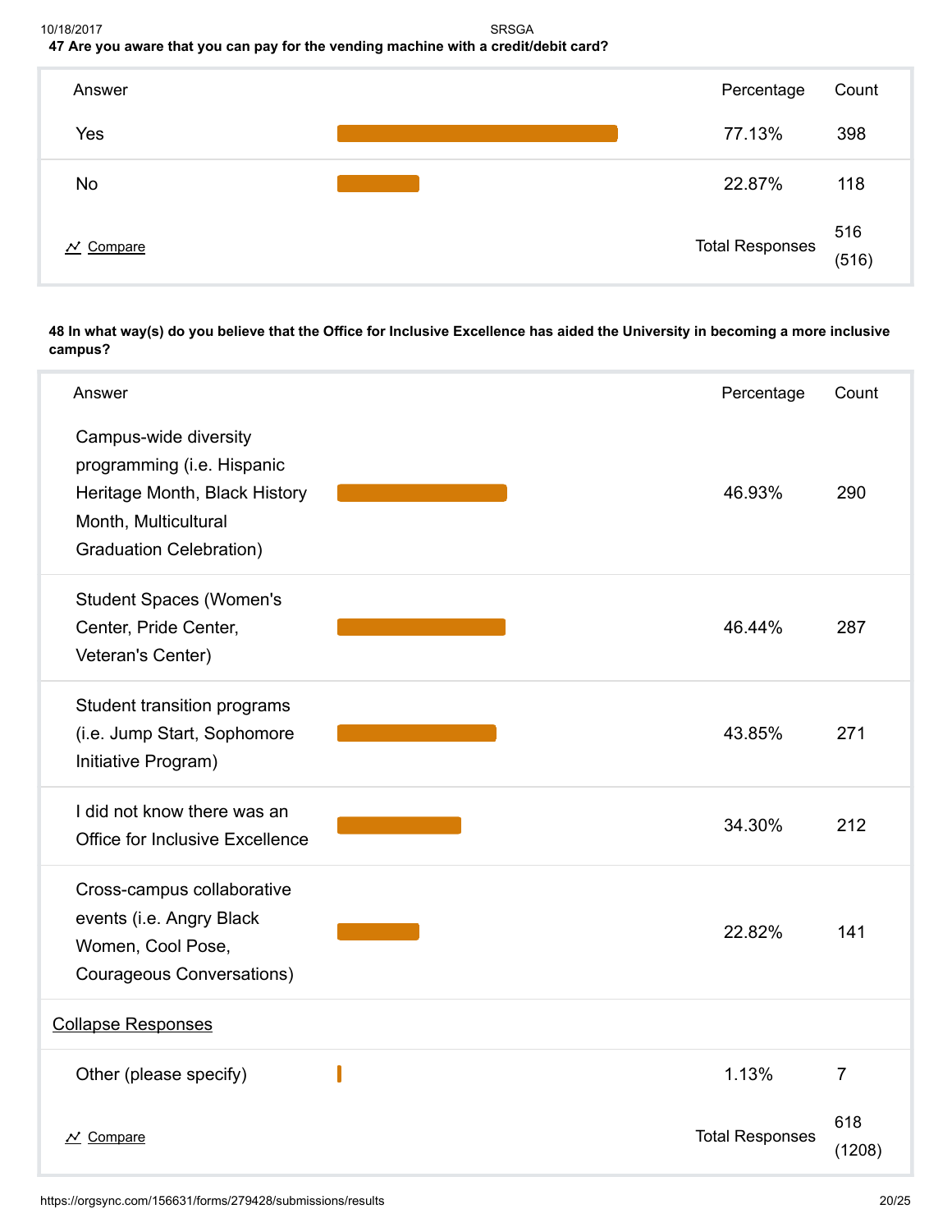**47 Are you aware that you can pay for the vending machine with a credit/debit card?**

| Answer | Percentage | Count |
|---|---|---|
| Yes | 77.13% | 398 |
| No | 22.87% | 118 |
| Compare | Total Responses | 516 (516) |

**48 In what way(s) do you believe that the Office for Inclusive Excellence has aided the University in becoming a more inclusive campus?**

| Answer | Percentage | Count |
|---|---|---|
| Campus-wide diversity programming (i.e. Hispanic Heritage Month, Black History Month, Multicultural Graduation Celebration) | 46.93% | 290 |
| Student Spaces (Women's Center, Pride Center, Veteran's Center) | 46.44% | 287 |
| Student transition programs (i.e. Jump Start, Sophomore Initiative Program) | 43.85% | 271 |
| I did not know there was an Office for Inclusive Excellence | 34.30% | 212 |
| Cross-campus collaborative events (i.e. Angry Black Women, Cool Pose, Courageous Conversations) | 22.82% | 141 |
| Collapse Responses | | |
| Other (please specify) | 1.13% | 7 |
| Compare | Total Responses | 618 (1208) |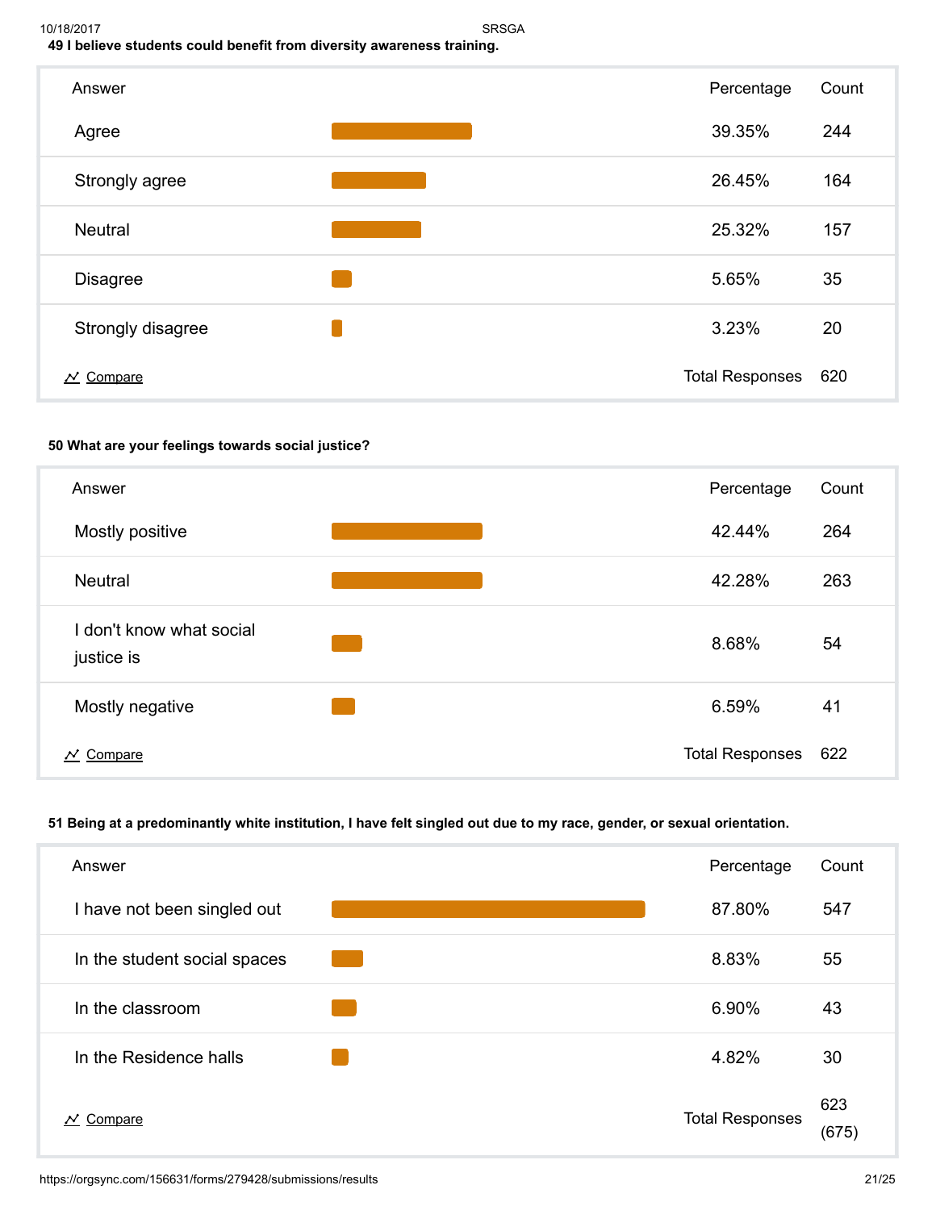**49 I believe students could benefit from diversity awareness training.**

| Answer | Percentage | Count |
| --- | --- | --- |
| Agree | 39.35% | 244 |
| Strongly agree | 26.45% | 164 |
| Neutral | 25.32% | 157 |
| Disagree | 5.65% | 35 |
| Strongly disagree | 3.23% | 20 |
| Compare | Total Responses | 620 |

**50 What are your feelings towards social justice?**

| Answer | Percentage | Count |
| --- | --- | --- |
| Mostly positive | 42.44% | 264 |
| Neutral | 42.28% | 263 |
| I don't know what social justice is | 8.68% | 54 |
| Mostly negative | 6.59% | 41 |
| Compare | Total Responses | 622 |

**51 Being at a predominantly white institution, I have felt singled out due to my race, gender, or sexual orientation.**

| Answer | Percentage | Count |
| --- | --- | --- |
| I have not been singled out | 87.80% | 547 |
| In the student social spaces | 8.83% | 55 |
| In the classroom | 6.90% | 43 |
| In the Residence halls | 4.82% | 30 |
| Compare | Total Responses | 623 (675) |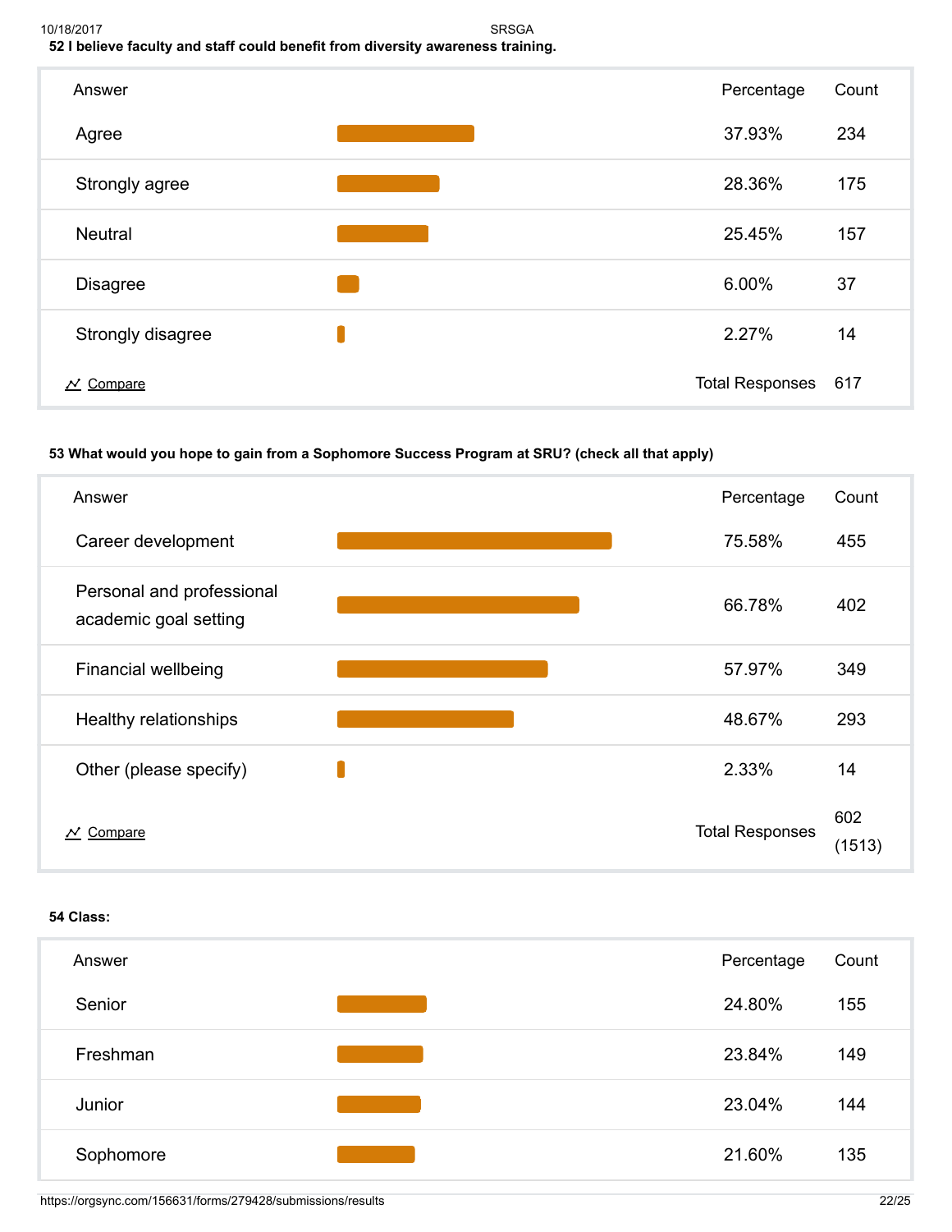**52 I believe faculty and staff could benefit from diversity awareness training.**

| Answer | Percentage | Count |
|---|---|---|
| Agree | 37.93% | 234 |
| Strongly agree | 28.36% | 175 |
| Neutral | 25.45% | 157 |
| Disagree | 6.00% | 37 |
| Strongly disagree | 2.27% | 14 |
| Compare | Total Responses | 617 |

**53 What would you hope to gain from a Sophomore Success Program at SRU? (check all that apply)**

| Answer | Percentage | Count |
|---|---|---|
| Career development | 75.58% | 455 |
| Personal and professional academic goal setting | 66.78% | 402 |
| Financial wellbeing | 57.97% | 349 |
| Healthy relationships | 48.67% | 293 |
| Other (please specify) | 2.33% | 14 |
| Compare | Total Responses | 602 (1513) |

**54 Class:**

| Answer | Percentage | Count |
|---|---|---|
| Senior | 24.80% | 155 |
| Freshman | 23.84% | 149 |
| Junior | 23.04% | 144 |
| Sophomore | 21.60% | 135 |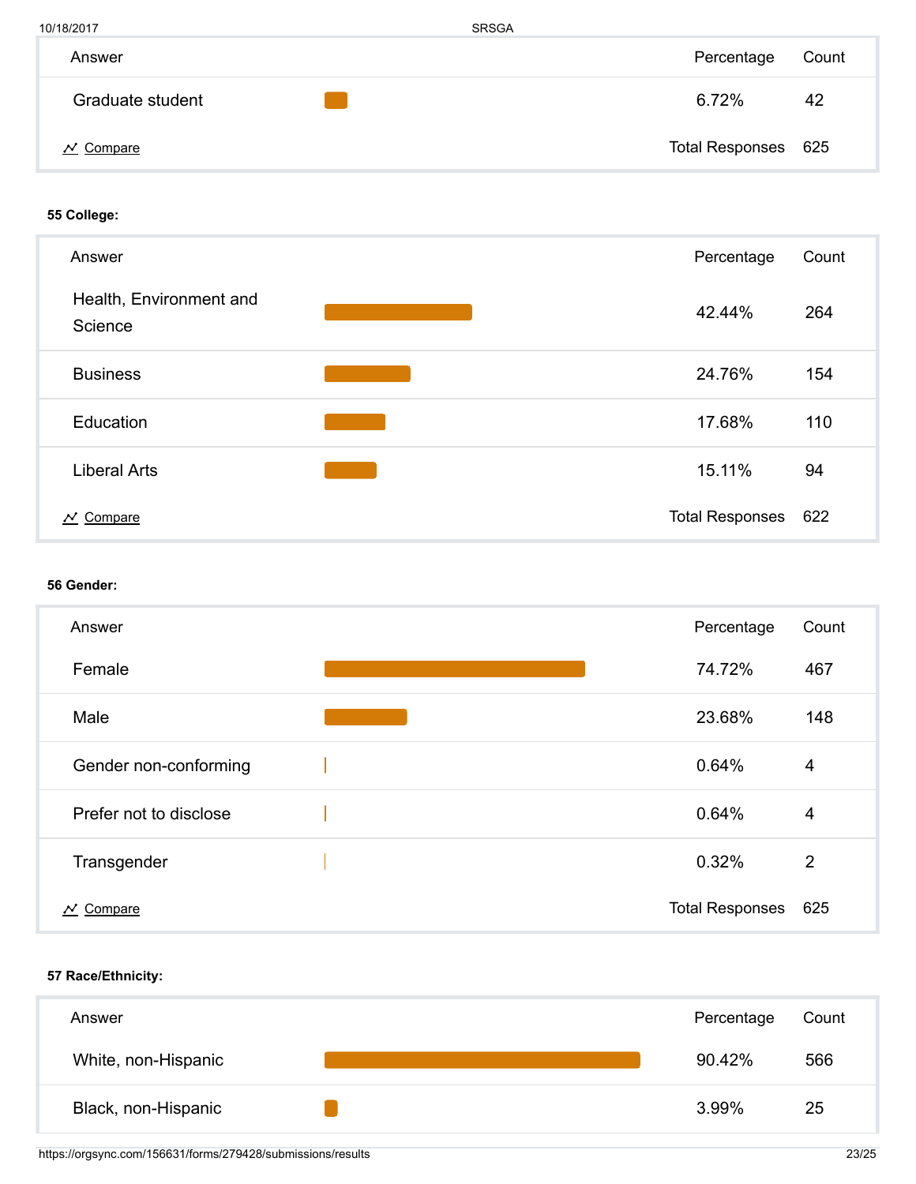| Answer | Percentage | Count |
|---|---|---|
| Graduate student | 6.72% | 42 |
| | Total Responses | 625 |

**55 College:**

| Answer | Percentage | Count |
|---|---|---|
| Health, Environment and Science | 42.44% | 264 |
| Business | 24.76% | 154 |
| Education | 17.68% | 110 |
| Liberal Arts | 15.11% | 94 |
| | Total Responses | 622 |

**56 Gender:**

| Answer | Percentage | Count |
|---|---|---|
| Female | 74.72% | 467 |
| Male | 23.68% | 148 |
| Gender non-conforming | 0.64% | 4 |
| Prefer not to disclose | 0.64% | 4 |
| Transgender | 0.32% | 2 |
| | Total Responses | 625 |

**57 Race/Ethnicity:**

| Answer | Percentage | Count |
|---|---|---|
| White, non-Hispanic | 90.42% | 566 |
| Black, non-Hispanic | 3.99% | 25 |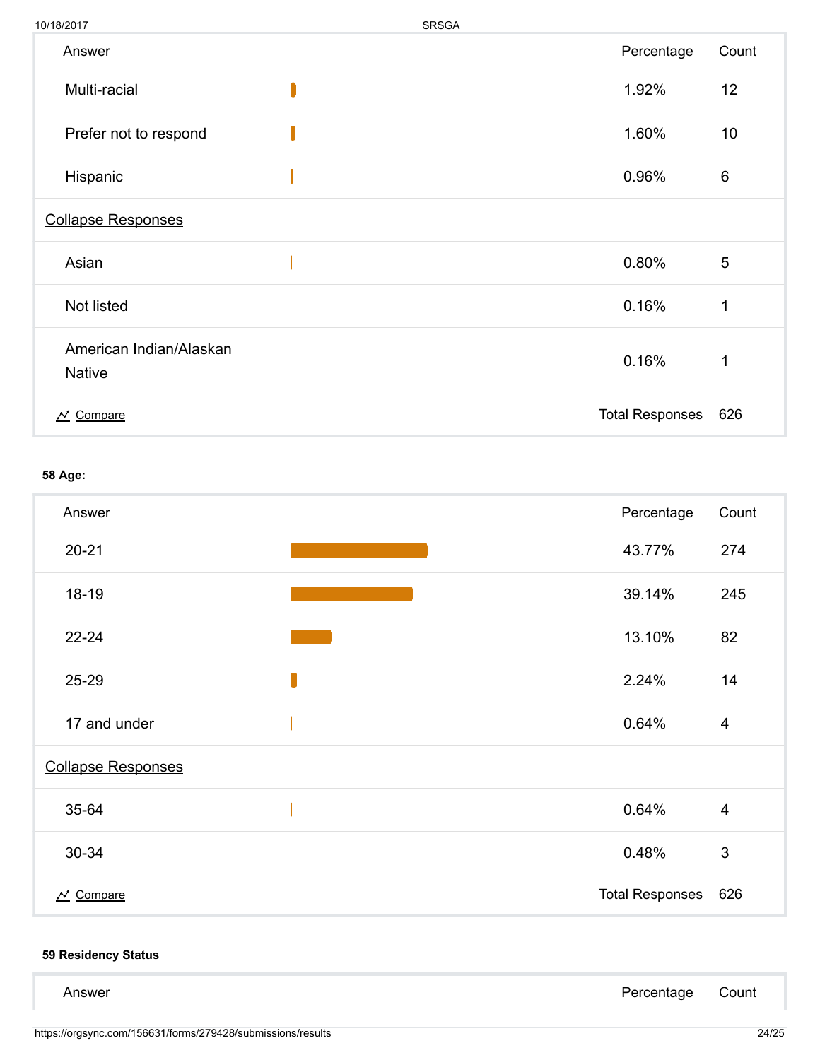| Answer | Percentage | Count |
| --- | --- | --- |
| Multi-racial | 1.92% | 12 |
| Prefer not to respond | 1.60% | 10 |
| Hispanic | 0.96% | 6 |
| Collapse Responses | | |
| Asian | 0.80% | 5 |
| Not listed | 0.16% | 1 |
| American Indian/Alaskan Native | 0.16% | 1 |
| Compare | Total Responses | 626 |

**58 Age:**

| Answer | Percentage | Count |
| --- | --- | --- |
| 20-21 | 43.77% | 274 |
| 18-19 | 39.14% | 245 |
| 22-24 | 13.10% | 82 |
| 25-29 | 2.24% | 14 |
| 17 and under | 0.64% | 4 |
| Collapse Responses | | |
| 35-64 | 0.64% | 4 |
| 30-34 | 0.48% | 3 |
| Compare | Total Responses | 626 |

**59 Residency Status**

| Answer | Percentage | Count |
| --- | --- | --- |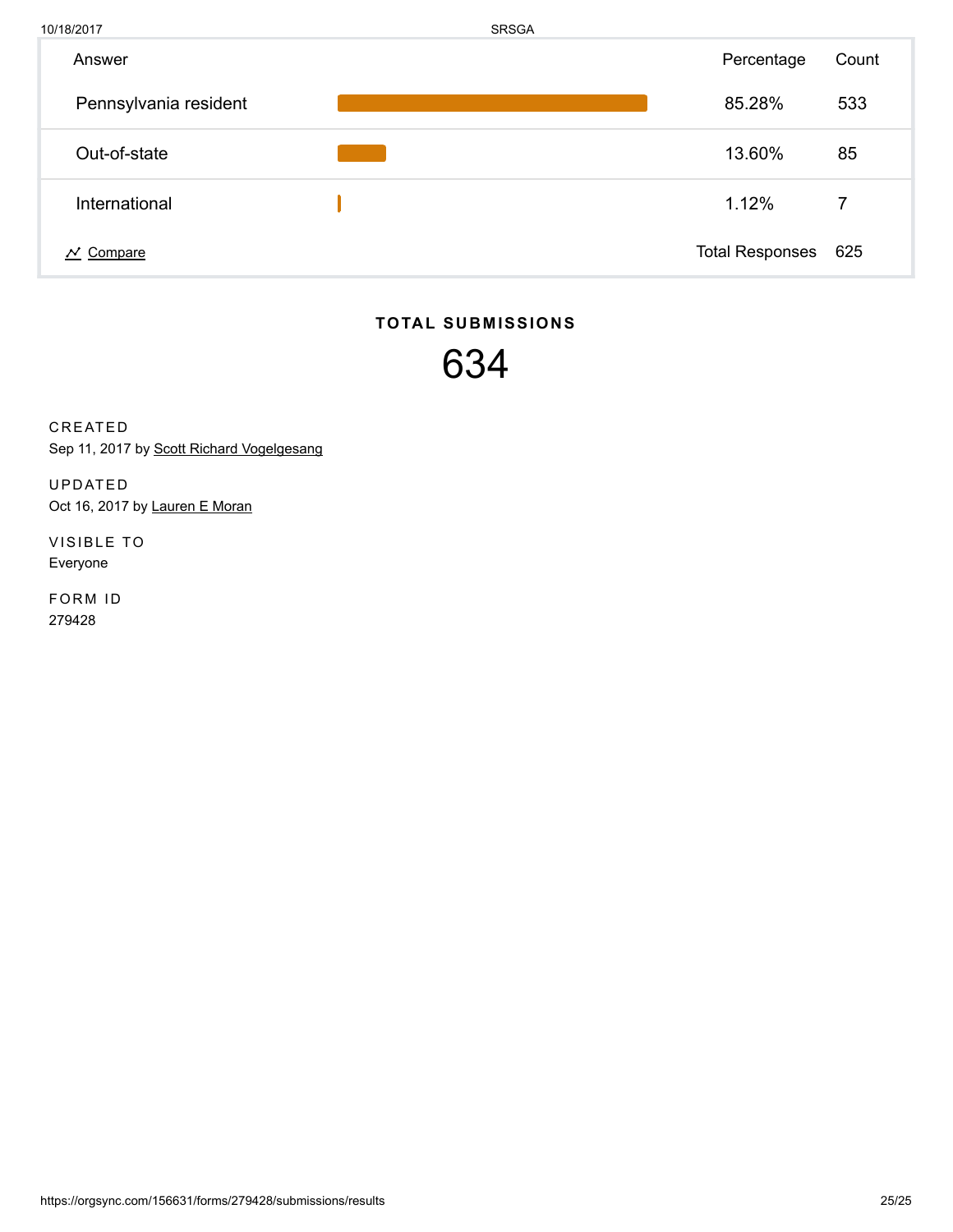| Answer | Percentage | Count |
|---|---|---|
| Pennsylvania resident | 85.28% | 533 |
| Out-of-state | 13.60% | 85 |
| International | 1.12% | 7 |
| Compare | Total Responses | 625 |

**TOTAL SUBMISSIONS**

634

CREATED

Sep 11, 2017 by Scott Richard Vogelgesang

UPDATED

Oct 16, 2017 by Lauren E Moran

VISIBLE TO

Everyone

FORM ID

279428